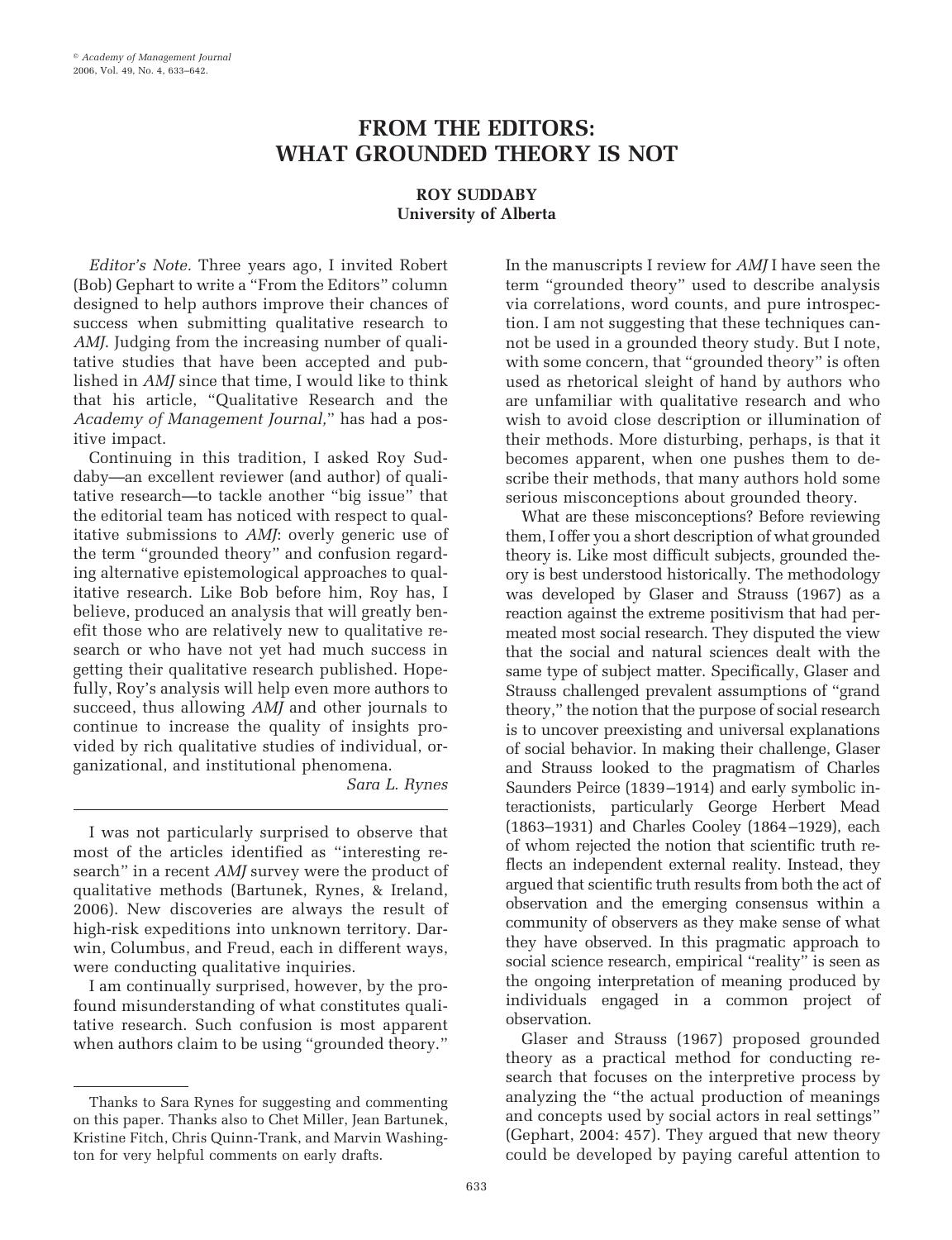# FROM THE EDITORS: WHAT GROUNDED THEORY IS NOT

**ROY SUDDABY**
**University of Alberta**

*Editor's Note.* Three years ago, I invited Robert (Bob) Gephart to write a "From the Editors" column designed to help authors improve their chances of success when submitting qualitative research to *AMJ*. Judging from the increasing number of qualitative studies that have been accepted and published in *AMJ* since that time, I would like to think that his article, "Qualitative Research and the *Academy of Management Journal*," has had a positive impact.

Continuing in this tradition, I asked Roy Suddaby—an excellent reviewer (and author) of qualitative research—to tackle another "big issue" that the editorial team has noticed with respect to qualitative submissions to *AMJ*: overly generic use of the term "grounded theory" and confusion regarding alternative epistemological approaches to qualitative research. Like Bob before him, Roy has, I believe, produced an analysis that will greatly benefit those who are relatively new to qualitative research or who have not yet had much success in getting their qualitative research published. Hopefully, Roy's analysis will help even more authors to succeed, thus allowing *AMJ* and other journals to continue to increase the quality of insights provided by rich qualitative studies of individual, organizational, and institutional phenomena.

*Sara L. Rynes*

---

I was not particularly surprised to observe that most of the articles identified as "interesting research" in a recent *AMJ* survey were the product of qualitative methods (Bartunek, Rynes, & Ireland, 2006). New discoveries are always the result of high-risk expeditions into unknown territory. Darwin, Columbus, and Freud, each in different ways, were conducting qualitative inquiries.

I am continually surprised, however, by the profound misunderstanding of what constitutes qualitative research. Such confusion is most apparent when authors claim to be using "grounded theory." In the manuscripts I review for *AMJ* I have seen the term "grounded theory" used to describe analysis via correlations, word counts, and pure introspection. I am not suggesting that these techniques cannot be used in a grounded theory study. But I note, with some concern, that "grounded theory" is often used as rhetorical sleight of hand by authors who are unfamiliar with qualitative research and who wish to avoid close description or illumination of their methods. More disturbing, perhaps, is that it becomes apparent, when one pushes them to describe their methods, that many authors hold some serious misconceptions about grounded theory.

What are these misconceptions? Before reviewing them, I offer you a short description of what grounded theory is. Like most difficult subjects, grounded theory is best understood historically. The methodology was developed by Glaser and Strauss (1967) as a reaction against the extreme positivism that had permeated most social research. They disputed the view that the social and natural sciences dealt with the same type of subject matter. Specifically, Glaser and Strauss challenged prevalent assumptions of "grand theory," the notion that the purpose of social research is to uncover preexisting and universal explanations of social behavior. In making their challenge, Glaser and Strauss looked to the pragmatism of Charles Saunders Peirce (1839–1914) and early symbolic interactionists, particularly George Herbert Mead (1863–1931) and Charles Cooley (1864–1929), each of whom rejected the notion that scientific truth reflects an independent external reality. Instead, they argued that scientific truth results from both the act of observation and the emerging consensus within a community of observers as they make sense of what they have observed. In this pragmatic approach to social science research, empirical "reality" is seen as the ongoing interpretation of meaning produced by individuals engaged in a common project of observation.

Glaser and Strauss (1967) proposed grounded theory as a practical method for conducting research that focuses on the interpretive process by analyzing the "the actual production of meanings and concepts used by social actors in real settings" (Gephart, 2004: 457). They argued that new theory could be developed by paying careful attention to

---

Thanks to Sara Rynes for suggesting and commenting on this paper. Thanks also to Chet Miller, Jean Bartunek, Kristine Fitch, Chris Quinn-Trank, and Marvin Washington for very helpful comments on early drafts.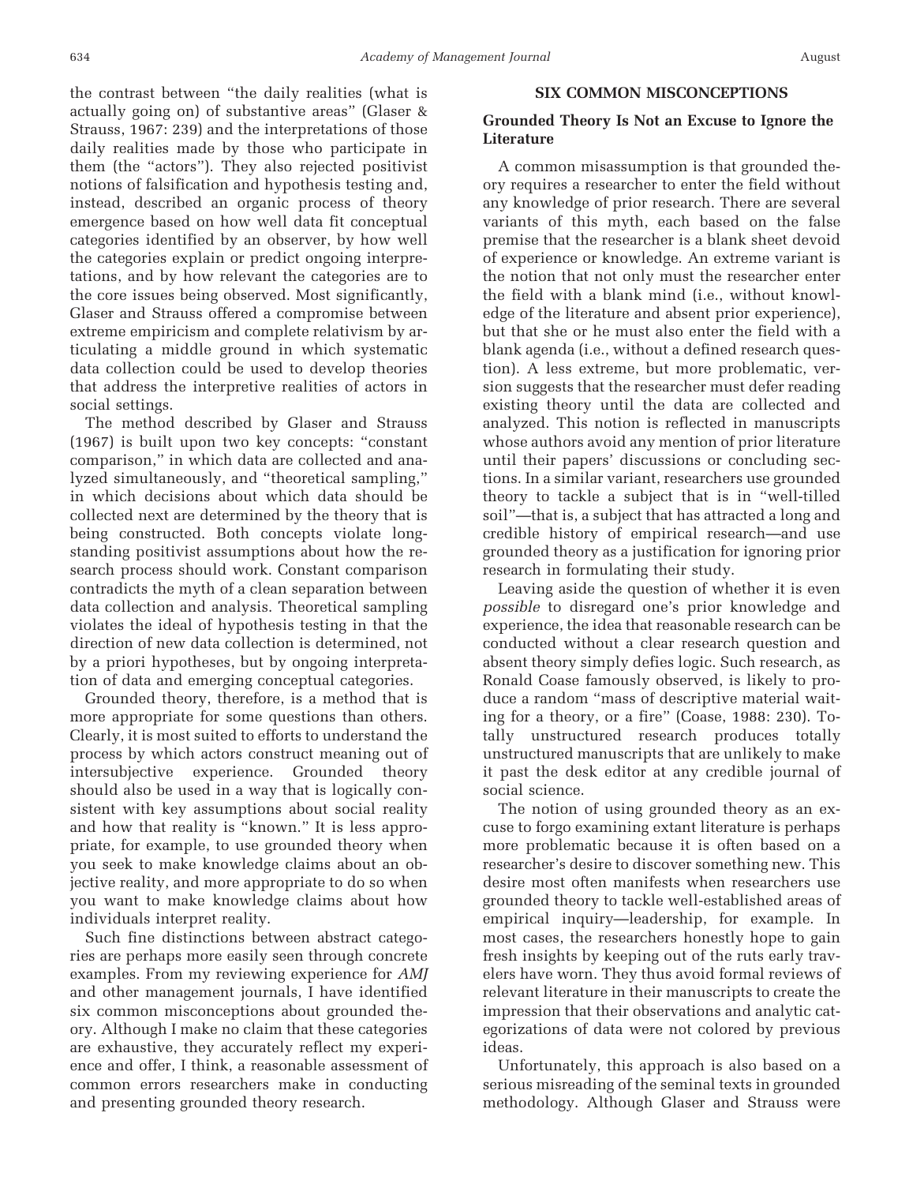the contrast between "the daily realities (what is actually going on) of substantive areas" (Glaser & Strauss, 1967: 239) and the interpretations of those daily realities made by those who participate in them (the "actors"). They also rejected positivist notions of falsification and hypothesis testing and, instead, described an organic process of theory emergence based on how well data fit conceptual categories identified by an observer, by how well the categories explain or predict ongoing interpretations, and by how relevant the categories are to the core issues being observed. Most significantly, Glaser and Strauss offered a compromise between extreme empiricism and complete relativism by articulating a middle ground in which systematic data collection could be used to develop theories that address the interpretive realities of actors in social settings.

The method described by Glaser and Strauss (1967) is built upon two key concepts: "constant comparison," in which data are collected and analyzed simultaneously, and "theoretical sampling," in which decisions about which data should be collected next are determined by the theory that is being constructed. Both concepts violate longstanding positivist assumptions about how the research process should work. Constant comparison contradicts the myth of a clean separation between data collection and analysis. Theoretical sampling violates the ideal of hypothesis testing in that the direction of new data collection is determined, not by a priori hypotheses, but by ongoing interpretation of data and emerging conceptual categories.

Grounded theory, therefore, is a method that is more appropriate for some questions than others. Clearly, it is most suited to efforts to understand the process by which actors construct meaning out of intersubjective experience. Grounded theory should also be used in a way that is logically consistent with key assumptions about social reality and how that reality is "known." It is less appropriate, for example, to use grounded theory when you seek to make knowledge claims about an objective reality, and more appropriate to do so when you want to make knowledge claims about how individuals interpret reality.

Such fine distinctions between abstract categories are perhaps more easily seen through concrete examples. From my reviewing experience for *AMJ* and other management journals, I have identified six common misconceptions about grounded theory. Although I make no claim that these categories are exhaustive, they accurately reflect my experience and offer, I think, a reasonable assessment of common errors researchers make in conducting and presenting grounded theory research.

## SIX COMMON MISCONCEPTIONS

### Grounded Theory Is Not an Excuse to Ignore the Literature

A common misassumption is that grounded theory requires a researcher to enter the field without any knowledge of prior research. There are several variants of this myth, each based on the false premise that the researcher is a blank sheet devoid of experience or knowledge. An extreme variant is the notion that not only must the researcher enter the field with a blank mind (i.e., without knowledge of the literature and absent prior experience), but that she or he must also enter the field with a blank agenda (i.e., without a defined research question). A less extreme, but more problematic, version suggests that the researcher must defer reading existing theory until the data are collected and analyzed. This notion is reflected in manuscripts whose authors avoid any mention of prior literature until their papers' discussions or concluding sections. In a similar variant, researchers use grounded theory to tackle a subject that is in "well-tilled soil"—that is, a subject that has attracted a long and credible history of empirical research—and use grounded theory as a justification for ignoring prior research in formulating their study.

Leaving aside the question of whether it is even *possible* to disregard one's prior knowledge and experience, the idea that reasonable research can be conducted without a clear research question and absent theory simply defies logic. Such research, as Ronald Coase famously observed, is likely to produce a random "mass of descriptive material waiting for a theory, or a fire" (Coase, 1988: 230). Totally unstructured research produces totally unstructured manuscripts that are unlikely to make it past the desk editor at any credible journal of social science.

The notion of using grounded theory as an excuse to forgo examining extant literature is perhaps more problematic because it is often based on a researcher's desire to discover something new. This desire most often manifests when researchers use grounded theory to tackle well-established areas of empirical inquiry—leadership, for example. In most cases, the researchers honestly hope to gain fresh insights by keeping out of the ruts early travelers have worn. They thus avoid formal reviews of relevant literature in their manuscripts to create the impression that their observations and analytic categorizations of data were not colored by previous ideas.

Unfortunately, this approach is also based on a serious misreading of the seminal texts in grounded methodology. Although Glaser and Strauss were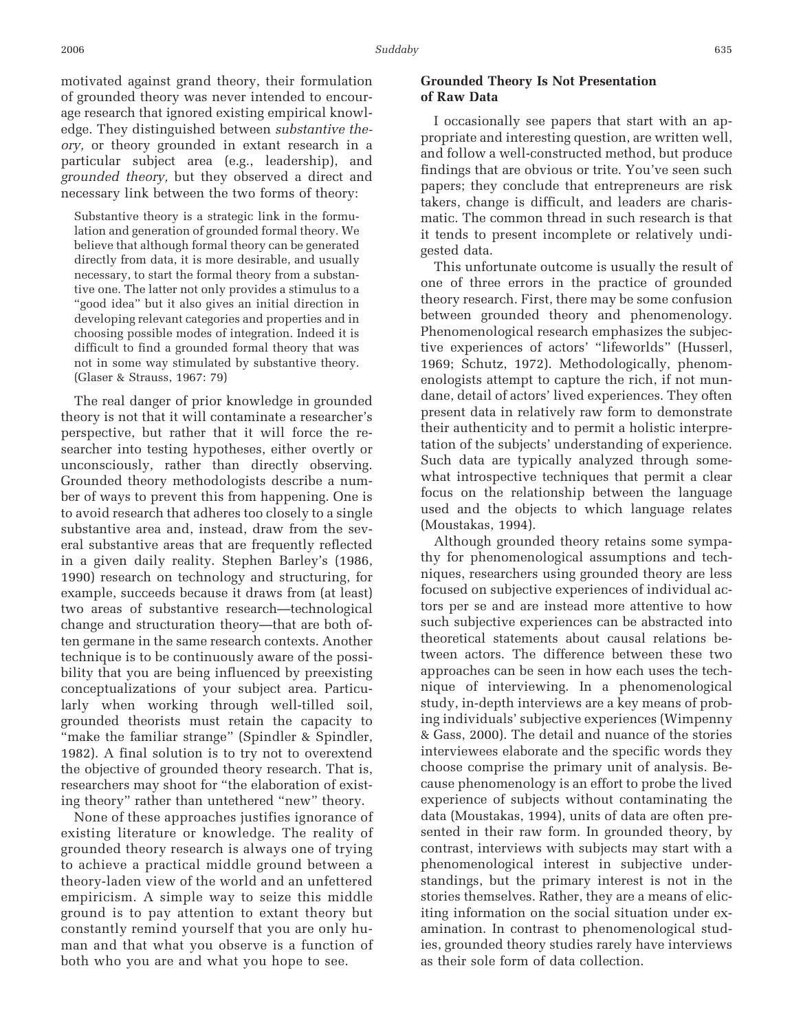motivated against grand theory, their formulation of grounded theory was never intended to encourage research that ignored existing empirical knowledge. They distinguished between *substantive theory,* or theory grounded in extant research in a particular subject area (e.g., leadership), and *grounded theory,* but they observed a direct and necessary link between the two forms of theory:

> Substantive theory is a strategic link in the formulation and generation of grounded formal theory. We believe that although formal theory can be generated directly from data, it is more desirable, and usually necessary, to start the formal theory from a substantive one. The latter not only provides a stimulus to a "good idea" but it also gives an initial direction in developing relevant categories and properties and in choosing possible modes of integration. Indeed it is difficult to find a grounded formal theory that was not in some way stimulated by substantive theory. (Glaser & Strauss, 1967: 79)

The real danger of prior knowledge in grounded theory is not that it will contaminate a researcher's perspective, but rather that it will force the researcher into testing hypotheses, either overtly or unconsciously, rather than directly observing. Grounded theory methodologists describe a number of ways to prevent this from happening. One is to avoid research that adheres too closely to a single substantive area and, instead, draw from the several substantive areas that are frequently reflected in a given daily reality. Stephen Barley's (1986, 1990) research on technology and structuring, for example, succeeds because it draws from (at least) two areas of substantive research—technological change and structuration theory—that are both often germane in the same research contexts. Another technique is to be continuously aware of the possibility that you are being influenced by preexisting conceptualizations of your subject area. Particularly when working through well-tilled soil, grounded theorists must retain the capacity to "make the familiar strange" (Spindler & Spindler, 1982). A final solution is to try not to overextend the objective of grounded theory research. That is, researchers may shoot for "the elaboration of existing theory" rather than untethered "new" theory.

None of these approaches justifies ignorance of existing literature or knowledge. The reality of grounded theory research is always one of trying to achieve a practical middle ground between a theory-laden view of the world and an unfettered empiricism. A simple way to seize this middle ground is to pay attention to extant theory but constantly remind yourself that you are only human and that what you observe is a function of both who you are and what you hope to see.

## Grounded Theory Is Not Presentation of Raw Data

I occasionally see papers that start with an appropriate and interesting question, are written well, and follow a well-constructed method, but produce findings that are obvious or trite. You've seen such papers; they conclude that entrepreneurs are risk takers, change is difficult, and leaders are charismatic. The common thread in such research is that it tends to present incomplete or relatively undigested data.

This unfortunate outcome is usually the result of one of three errors in the practice of grounded theory research. First, there may be some confusion between grounded theory and phenomenology. Phenomenological research emphasizes the subjective experiences of actors' "lifeworlds" (Husserl, 1969; Schutz, 1972). Methodologically, phenomenologists attempt to capture the rich, if not mundane, detail of actors' lived experiences. They often present data in relatively raw form to demonstrate their authenticity and to permit a holistic interpretation of the subjects' understanding of experience. Such data are typically analyzed through somewhat introspective techniques that permit a clear focus on the relationship between the language used and the objects to which language relates (Moustakas, 1994).

Although grounded theory retains some sympathy for phenomenological assumptions and techniques, researchers using grounded theory are less focused on subjective experiences of individual actors per se and are instead more attentive to how such subjective experiences can be abstracted into theoretical statements about causal relations between actors. The difference between these two approaches can be seen in how each uses the technique of interviewing. In a phenomenological study, in-depth interviews are a key means of probing individuals' subjective experiences (Wimpenny & Gass, 2000). The detail and nuance of the stories interviewees elaborate and the specific words they choose comprise the primary unit of analysis. Because phenomenology is an effort to probe the lived experience of subjects without contaminating the data (Moustakas, 1994), units of data are often presented in their raw form. In grounded theory, by contrast, interviews with subjects may start with a phenomenological interest in subjective understandings, but the primary interest is not in the stories themselves. Rather, they are a means of eliciting information on the social situation under examination. In contrast to phenomenological studies, grounded theory studies rarely have interviews as their sole form of data collection.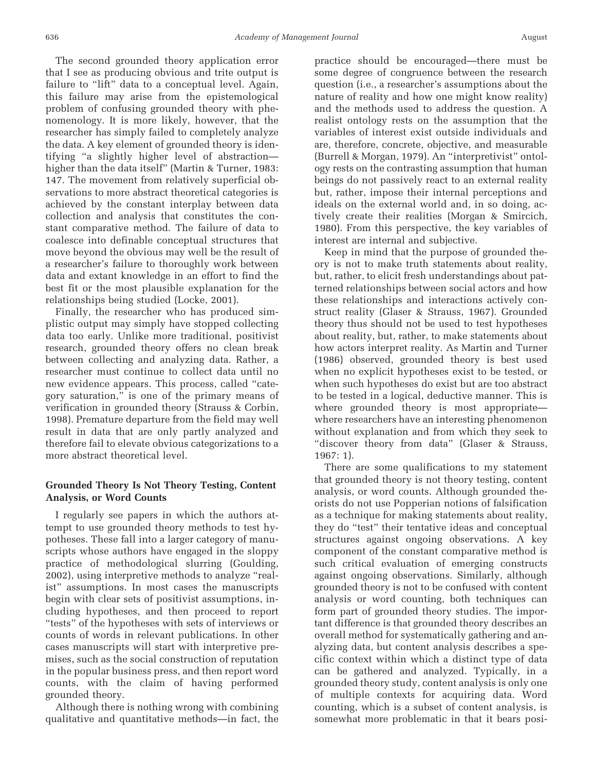The second grounded theory application error that I see as producing obvious and trite output is failure to "lift" data to a conceptual level. Again, this failure may arise from the epistemological problem of confusing grounded theory with phenomenology. It is more likely, however, that the researcher has simply failed to completely analyze the data. A key element of grounded theory is identifying "a slightly higher level of abstraction—higher than the data itself" (Martin & Turner, 1983: 147. The movement from relatively superficial observations to more abstract theoretical categories is achieved by the constant interplay between data collection and analysis that constitutes the constant comparative method. The failure of data to coalesce into definable conceptual structures that move beyond the obvious may well be the result of a researcher's failure to thoroughly work between data and extant knowledge in an effort to find the best fit or the most plausible explanation for the relationships being studied (Locke, 2001).

Finally, the researcher who has produced simplistic output may simply have stopped collecting data too early. Unlike more traditional, positivist research, grounded theory offers no clean break between collecting and analyzing data. Rather, a researcher must continue to collect data until no new evidence appears. This process, called "category saturation," is one of the primary means of verification in grounded theory (Strauss & Corbin, 1998). Premature departure from the field may well result in data that are only partly analyzed and therefore fail to elevate obvious categorizations to a more abstract theoretical level.

### Grounded Theory Is Not Theory Testing, Content Analysis, or Word Counts

I regularly see papers in which the authors attempt to use grounded theory methods to test hypotheses. These fall into a larger category of manuscripts whose authors have engaged in the sloppy practice of methodological slurring (Goulding, 2002), using interpretive methods to analyze "realist" assumptions. In most cases the manuscripts begin with clear sets of positivist assumptions, including hypotheses, and then proceed to report "tests" of the hypotheses with sets of interviews or counts of words in relevant publications. In other cases manuscripts will start with interpretive premises, such as the social construction of reputation in the popular business press, and then report word counts, with the claim of having performed grounded theory.

Although there is nothing wrong with combining qualitative and quantitative methods—in fact, the practice should be encouraged—there must be some degree of congruence between the research question (i.e., a researcher's assumptions about the nature of reality and how one might know reality) and the methods used to address the question. A realist ontology rests on the assumption that the variables of interest exist outside individuals and are, therefore, concrete, objective, and measurable (Burrell & Morgan, 1979). An "interpretivist" ontology rests on the contrasting assumption that human beings do not passively react to an external reality but, rather, impose their internal perceptions and ideals on the external world and, in so doing, actively create their realities (Morgan & Smircich, 1980). From this perspective, the key variables of interest are internal and subjective.

Keep in mind that the purpose of grounded theory is not to make truth statements about reality, but, rather, to elicit fresh understandings about patterned relationships between social actors and how these relationships and interactions actively construct reality (Glaser & Strauss, 1967). Grounded theory thus should not be used to test hypotheses about reality, but, rather, to make statements about how actors interpret reality. As Martin and Turner (1986) observed, grounded theory is best used when no explicit hypotheses exist to be tested, or when such hypotheses do exist but are too abstract to be tested in a logical, deductive manner. This is where grounded theory is most appropriate—where researchers have an interesting phenomenon without explanation and from which they seek to "discover theory from data" (Glaser & Strauss, 1967: 1).

There are some qualifications to my statement that grounded theory is not theory testing, content analysis, or word counts. Although grounded theorists do not use Popperian notions of falsification as a technique for making statements about reality, they do "test" their tentative ideas and conceptual structures against ongoing observations. A key component of the constant comparative method is such critical evaluation of emerging constructs against ongoing observations. Similarly, although grounded theory is not to be confused with content analysis or word counting, both techniques can form part of grounded theory studies. The important difference is that grounded theory describes an overall method for systematically gathering and analyzing data, but content analysis describes a specific context within which a distinct type of data can be gathered and analyzed. Typically, in a grounded theory study, content analysis is only one of multiple contexts for acquiring data. Word counting, which is a subset of content analysis, is somewhat more problematic in that it bears posi-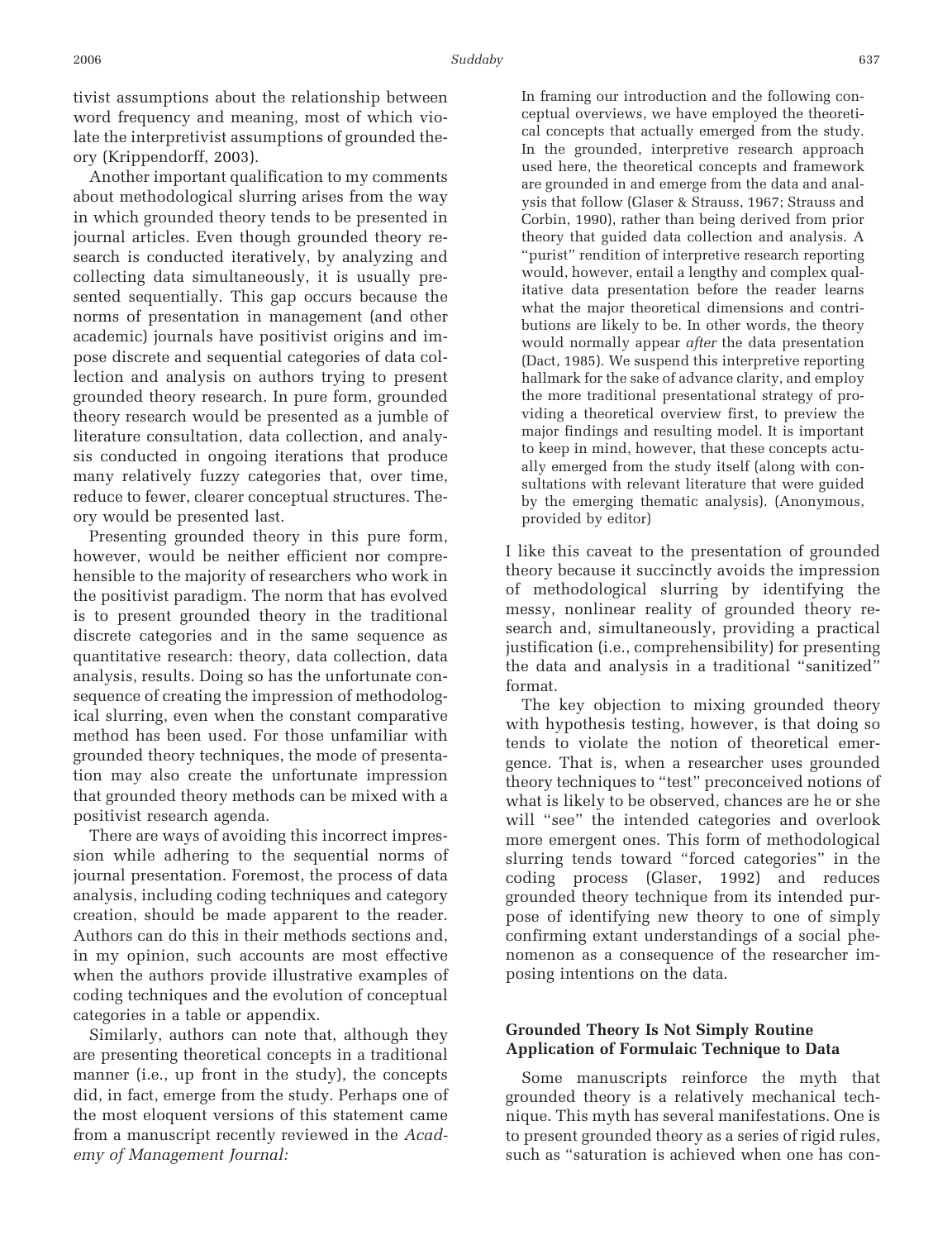tivist assumptions about the relationship between word frequency and meaning, most of which violate the interpretivist assumptions of grounded theory (Krippendorff, 2003).

Another important qualification to my comments about methodological slurring arises from the way in which grounded theory tends to be presented in journal articles. Even though grounded theory research is conducted iteratively, by analyzing and collecting data simultaneously, it is usually presented sequentially. This gap occurs because the norms of presentation in management (and other academic) journals have positivist origins and impose discrete and sequential categories of data collection and analysis on authors trying to present grounded theory research. In pure form, grounded theory research would be presented as a jumble of literature consultation, data collection, and analysis conducted in ongoing iterations that produce many relatively fuzzy categories that, over time, reduce to fewer, clearer conceptual structures. Theory would be presented last.

Presenting grounded theory in this pure form, however, would be neither efficient nor comprehensible to the majority of researchers who work in the positivist paradigm. The norm that has evolved is to present grounded theory in the traditional discrete categories and in the same sequence as quantitative research: theory, data collection, data analysis, results. Doing so has the unfortunate consequence of creating the impression of methodological slurring, even when the constant comparative method has been used. For those unfamiliar with grounded theory techniques, the mode of presentation may also create the unfortunate impression that grounded theory methods can be mixed with a positivist research agenda.

There are ways of avoiding this incorrect impression while adhering to the sequential norms of journal presentation. Foremost, the process of data analysis, including coding techniques and category creation, should be made apparent to the reader. Authors can do this in their methods sections and, in my opinion, such accounts are most effective when the authors provide illustrative examples of coding techniques and the evolution of conceptual categories in a table or appendix.

Similarly, authors can note that, although they are presenting theoretical concepts in a traditional manner (i.e., up front in the study), the concepts did, in fact, emerge from the study. Perhaps one of the most eloquent versions of this statement came from a manuscript recently reviewed in the *Academy of Management Journal:*

> In framing our introduction and the following conceptual overviews, we have employed the theoretical concepts that actually emerged from the study. In the grounded, interpretive research approach used here, the theoretical concepts and framework are grounded in and emerge from the data and analysis that follow (Glaser & Strauss, 1967; Strauss and Corbin, 1990), rather than being derived from prior theory that guided data collection and analysis. A "purist" rendition of interpretive research reporting would, however, entail a lengthy and complex qualitative data presentation before the reader learns what the major theoretical dimensions and contributions are likely to be. In other words, the theory would normally appear *after* the data presentation (Dact, 1985). We suspend this interpretive reporting hallmark for the sake of advance clarity, and employ the more traditional presentational strategy of providing a theoretical overview first, to preview the major findings and resulting model. It is important to keep in mind, however, that these concepts actually emerged from the study itself (along with consultations with relevant literature that were guided by the emerging thematic analysis). (Anonymous, provided by editor)

I like this caveat to the presentation of grounded theory because it succinctly avoids the impression of methodological slurring by identifying the messy, nonlinear reality of grounded theory research and, simultaneously, providing a practical justification (i.e., comprehensibility) for presenting the data and analysis in a traditional "sanitized" format.

The key objection to mixing grounded theory with hypothesis testing, however, is that doing so tends to violate the notion of theoretical emergence. That is, when a researcher uses grounded theory techniques to "test" preconceived notions of what is likely to be observed, chances are he or she will "see" the intended categories and overlook more emergent ones. This form of methodological slurring tends toward "forced categories" in the coding process (Glaser, 1992) and reduces grounded theory technique from its intended purpose of identifying new theory to one of simply confirming extant understandings of a social phenomenon as a consequence of the researcher imposing intentions on the data.

### Grounded Theory Is Not Simply Routine Application of Formulaic Technique to Data

Some manuscripts reinforce the myth that grounded theory is a relatively mechanical technique. This myth has several manifestations. One is to present grounded theory as a series of rigid rules, such as "saturation is achieved when one has con-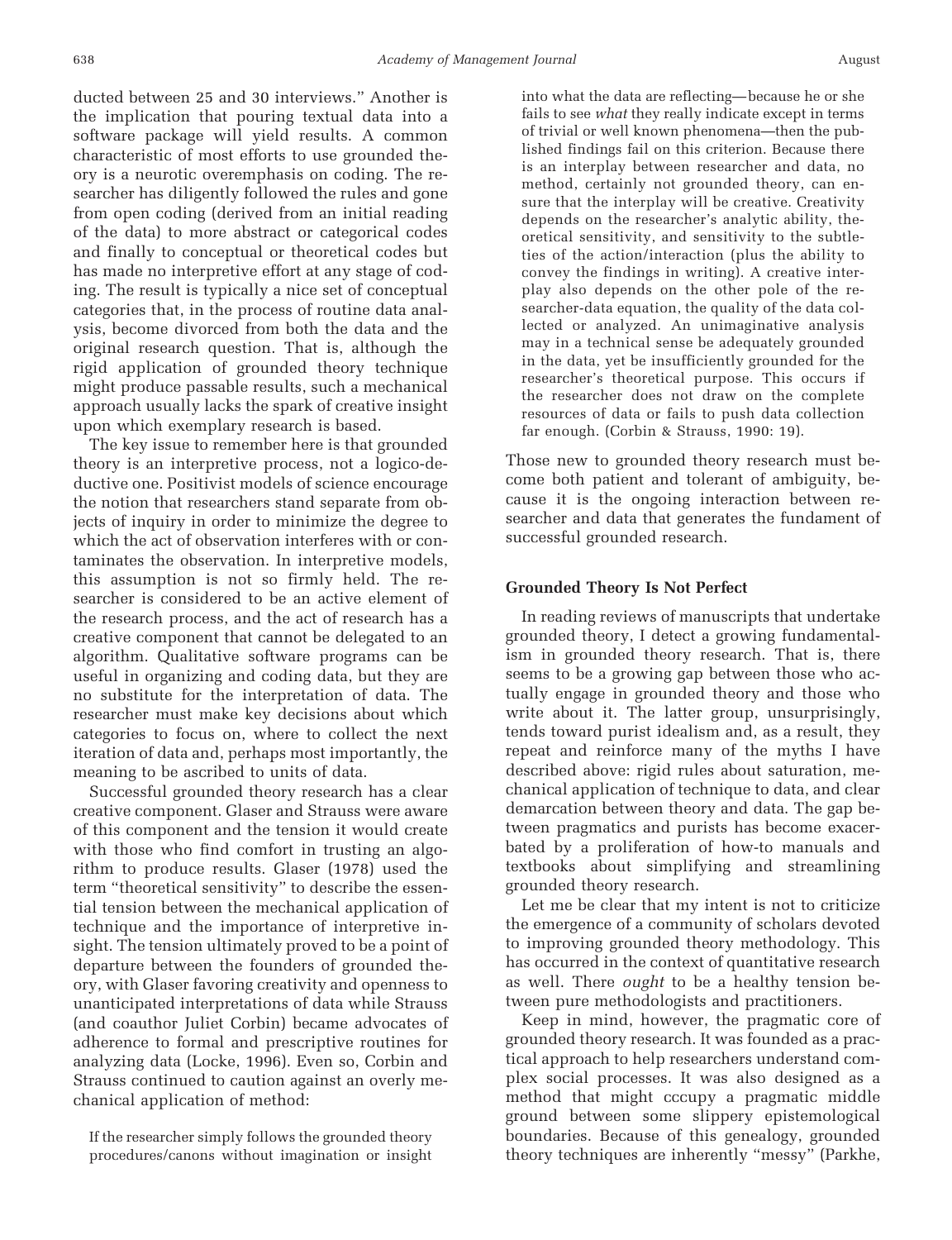ducted between 25 and 30 interviews." Another is the implication that pouring textual data into a software package will yield results. A common characteristic of most efforts to use grounded theory is a neurotic overemphasis on coding. The researcher has diligently followed the rules and gone from open coding (derived from an initial reading of the data) to more abstract or categorical codes and finally to conceptual or theoretical codes but has made no interpretive effort at any stage of coding. The result is typically a nice set of conceptual categories that, in the process of routine data analysis, become divorced from both the data and the original research question. That is, although the rigid application of grounded theory technique might produce passable results, such a mechanical approach usually lacks the spark of creative insight upon which exemplary research is based.

The key issue to remember here is that grounded theory is an interpretive process, not a logico-deductive one. Positivist models of science encourage the notion that researchers stand separate from objects of inquiry in order to minimize the degree to which the act of observation interferes with or contaminates the observation. In interpretive models, this assumption is not so firmly held. The researcher is considered to be an active element of the research process, and the act of research has a creative component that cannot be delegated to an algorithm. Qualitative software programs can be useful in organizing and coding data, but they are no substitute for the interpretation of data. The researcher must make key decisions about which categories to focus on, where to collect the next iteration of data and, perhaps most importantly, the meaning to be ascribed to units of data.

Successful grounded theory research has a clear creative component. Glaser and Strauss were aware of this component and the tension it would create with those who find comfort in trusting an algorithm to produce results. Glaser (1978) used the term "theoretical sensitivity" to describe the essential tension between the mechanical application of technique and the importance of interpretive insight. The tension ultimately proved to be a point of departure between the founders of grounded theory, with Glaser favoring creativity and openness to unanticipated interpretations of data while Strauss (and coauthor Juliet Corbin) became advocates of adherence to formal and prescriptive routines for analyzing data (Locke, 1996). Even so, Corbin and Strauss continued to caution against an overly mechanical application of method:

> If the researcher simply follows the grounded theory procedures/canons without imagination or insight into what the data are reflecting—because he or she fails to see *what* they really indicate except in terms of trivial or well known phenomena—then the published findings fail on this criterion. Because there is an interplay between researcher and data, no method, certainly not grounded theory, can ensure that the interplay will be creative. Creativity depends on the researcher's analytic ability, theoretical sensitivity, and sensitivity to the subtleties of the action/interaction (plus the ability to convey the findings in writing). A creative interplay also depends on the other pole of the researcher-data equation, the quality of the data collected or analyzed. An unimaginative analysis may in a technical sense be adequately grounded in the data, yet be insufficiently grounded for the researcher's theoretical purpose. This occurs if the researcher does not draw on the complete resources of data or fails to push data collection far enough. (Corbin & Strauss, 1990: 19).

Those new to grounded theory research must become both patient and tolerant of ambiguity, because it is the ongoing interaction between researcher and data that generates the fundament of successful grounded research.

### Grounded Theory Is Not Perfect

In reading reviews of manuscripts that undertake grounded theory, I detect a growing fundamentalism in grounded theory research. That is, there seems to be a growing gap between those who actually engage in grounded theory and those who write about it. The latter group, unsurprisingly, tends toward purist idealism and, as a result, they repeat and reinforce many of the myths I have described above: rigid rules about saturation, mechanical application of technique to data, and clear demarcation between theory and data. The gap between pragmatics and purists has become exacerbated by a proliferation of how-to manuals and textbooks about simplifying and streamlining grounded theory research.

Let me be clear that my intent is not to criticize the emergence of a community of scholars devoted to improving grounded theory methodology. This has occurred in the context of quantitative research as well. There *ought* to be a healthy tension between pure methodologists and practitioners.

Keep in mind, however, the pragmatic core of grounded theory research. It was founded as a practical approach to help researchers understand complex social processes. It was also designed as a method that might cccupy a pragmatic middle ground between some slippery epistemological boundaries. Because of this genealogy, grounded theory techniques are inherently "messy" (Parkhe,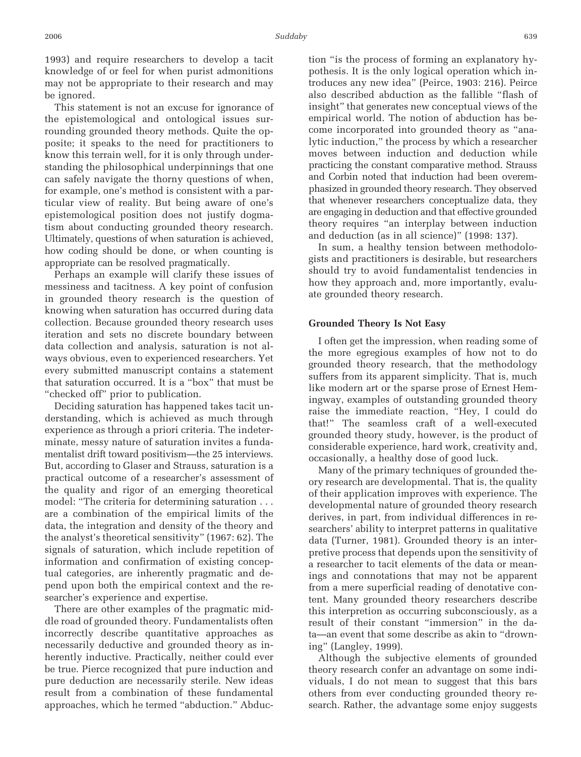1993) and require researchers to develop a tacit knowledge of or feel for when purist admonitions may not be appropriate to their research and may be ignored.

This statement is not an excuse for ignorance of the epistemological and ontological issues surrounding grounded theory methods. Quite the opposite; it speaks to the need for practitioners to know this terrain well, for it is only through understanding the philosophical underpinnings that one can safely navigate the thorny questions of when, for example, one's method is consistent with a particular view of reality. But being aware of one's epistemological position does not justify dogmatism about conducting grounded theory research. Ultimately, questions of when saturation is achieved, how coding should be done, or when counting is appropriate can be resolved pragmatically.

Perhaps an example will clarify these issues of messiness and tacitness. A key point of confusion in grounded theory research is the question of knowing when saturation has occurred during data collection. Because grounded theory research uses iteration and sets no discrete boundary between data collection and analysis, saturation is not always obvious, even to experienced researchers. Yet every submitted manuscript contains a statement that saturation occurred. It is a "box" that must be "checked off" prior to publication.

Deciding saturation has happened takes tacit understanding, which is achieved as much through experience as through a priori criteria. The indeterminate, messy nature of saturation invites a fundamentalist drift toward positivism—the 25 interviews. But, according to Glaser and Strauss, saturation is a practical outcome of a researcher's assessment of the quality and rigor of an emerging theoretical model: "The criteria for determining saturation . . . are a combination of the empirical limits of the data, the integration and density of the theory and the analyst's theoretical sensitivity" (1967: 62). The signals of saturation, which include repetition of information and confirmation of existing conceptual categories, are inherently pragmatic and depend upon both the empirical context and the researcher's experience and expertise.

There are other examples of the pragmatic middle road of grounded theory. Fundamentalists often incorrectly describe quantitative approaches as necessarily deductive and grounded theory as inherently inductive. Practically, neither could ever be true. Pierce recognized that pure induction and pure deduction are necessarily sterile. New ideas result from a combination of these fundamental approaches, which he termed "abduction." Abduction "is the process of forming an explanatory hypothesis. It is the only logical operation which introduces any new idea" (Peirce, 1903: 216). Peirce also described abduction as the fallible "flash of insight" that generates new conceptual views of the empirical world. The notion of abduction has become incorporated into grounded theory as "analytic induction," the process by which a researcher moves between induction and deduction while practicing the constant comparative method. Strauss and Corbin noted that induction had been overemphasized in grounded theory research. They observed that whenever researchers conceptualize data, they are engaging in deduction and that effective grounded theory requires "an interplay between induction and deduction (as in all science)" (1998: 137).

In sum, a healthy tension between methodologists and practitioners is desirable, but researchers should try to avoid fundamentalist tendencies in how they approach and, more importantly, evaluate grounded theory research.

### Grounded Theory Is Not Easy

I often get the impression, when reading some of the more egregious examples of how not to do grounded theory research, that the methodology suffers from its apparent simplicity. That is, much like modern art or the sparse prose of Ernest Hemingway, examples of outstanding grounded theory raise the immediate reaction, "Hey, I could do that!" The seamless craft of a well-executed grounded theory study, however, is the product of considerable experience, hard work, creativity and, occasionally, a healthy dose of good luck.

Many of the primary techniques of grounded theory research are developmental. That is, the quality of their application improves with experience. The developmental nature of grounded theory research derives, in part, from individual differences in researchers' ability to interpret patterns in qualitative data (Turner, 1981). Grounded theory is an interpretive process that depends upon the sensitivity of a researcher to tacit elements of the data or meanings and connotations that may not be apparent from a mere superficial reading of denotative content. Many grounded theory researchers describe this interpretation as occurring subconsciously, as a result of their constant "immersion" in the data—an event that some describe as akin to "drowning" (Langley, 1999).

Although the subjective elements of grounded theory research confer an advantage on some individuals, I do not mean to suggest that this bars others from ever conducting grounded theory research. Rather, the advantage some enjoy suggests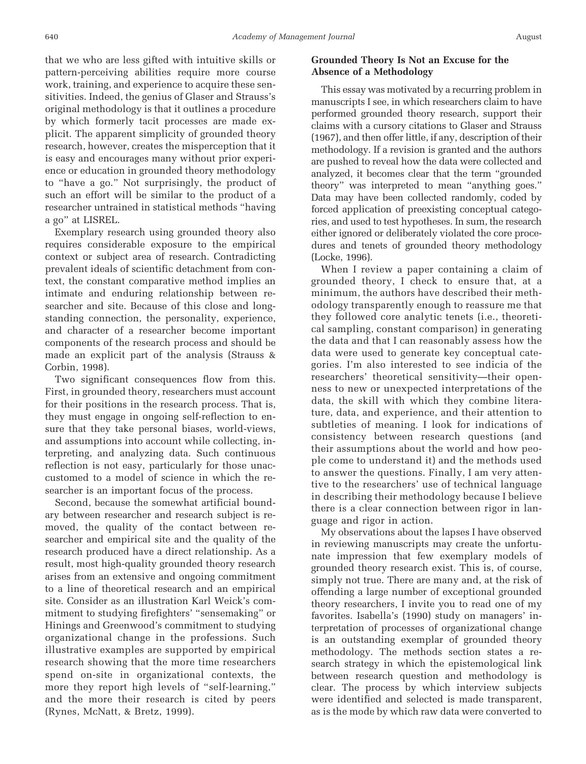that we who are less gifted with intuitive skills or pattern-perceiving abilities require more course work, training, and experience to acquire these sensitivities. Indeed, the genius of Glaser and Strauss's original methodology is that it outlines a procedure by which formerly tacit processes are made explicit. The apparent simplicity of grounded theory research, however, creates the misperception that it is easy and encourages many without prior experience or education in grounded theory methodology to "have a go." Not surprisingly, the product of such an effort will be similar to the product of a researcher untrained in statistical methods "having a go" at LISREL.

Exemplary research using grounded theory also requires considerable exposure to the empirical context or subject area of research. Contradicting prevalent ideals of scientific detachment from context, the constant comparative method implies an intimate and enduring relationship between researcher and site. Because of this close and longstanding connection, the personality, experience, and character of a researcher become important components of the research process and should be made an explicit part of the analysis (Strauss & Corbin, 1998).

Two significant consequences flow from this. First, in grounded theory, researchers must account for their positions in the research process. That is, they must engage in ongoing self-reflection to ensure that they take personal biases, world-views, and assumptions into account while collecting, interpreting, and analyzing data. Such continuous reflection is not easy, particularly for those unaccustomed to a model of science in which the researcher is an important focus of the process.

Second, because the somewhat artificial boundary between researcher and research subject is removed, the quality of the contact between researcher and empirical site and the quality of the research produced have a direct relationship. As a result, most high-quality grounded theory research arises from an extensive and ongoing commitment to a line of theoretical research and an empirical site. Consider as an illustration Karl Weick's commitment to studying firefighters' "sensemaking" or Hinings and Greenwood's commitment to studying organizational change in the professions. Such illustrative examples are supported by empirical research showing that the more time researchers spend on-site in organizational contexts, the more they report high levels of "self-learning," and the more their research is cited by peers (Rynes, McNatt, & Bretz, 1999).

### Grounded Theory Is Not an Excuse for the Absence of a Methodology

This essay was motivated by a recurring problem in manuscripts I see, in which researchers claim to have performed grounded theory research, support their claims with a cursory citations to Glaser and Strauss (1967), and then offer little, if any, description of their methodology. If a revision is granted and the authors are pushed to reveal how the data were collected and analyzed, it becomes clear that the term "grounded theory" was interpreted to mean "anything goes." Data may have been collected randomly, coded by forced application of preexisting conceptual categories, and used to test hypotheses. In sum, the research either ignored or deliberately violated the core procedures and tenets of grounded theory methodology (Locke, 1996).

When I review a paper containing a claim of grounded theory, I check to ensure that, at a minimum, the authors have described their methodology transparently enough to reassure me that they followed core analytic tenets (i.e., theoretical sampling, constant comparison) in generating the data and that I can reasonably assess how the data were used to generate key conceptual categories. I'm also interested to see indicia of the researchers' theoretical sensitivity—their openness to new or unexpected interpretations of the data, the skill with which they combine literature, data, and experience, and their attention to subtleties of meaning. I look for indications of consistency between research questions (and their assumptions about the world and how people come to understand it) and the methods used to answer the questions. Finally, I am very attentive to the researchers' use of technical language in describing their methodology because I believe there is a clear connection between rigor in language and rigor in action.

My observations about the lapses I have observed in reviewing manuscripts may create the unfortunate impression that few exemplary models of grounded theory research exist. This is, of course, simply not true. There are many and, at the risk of offending a large number of exceptional grounded theory researchers, I invite you to read one of my favorites. Isabella's (1990) study on managers' interpretation of processes of organizational change is an outstanding exemplar of grounded theory methodology. The methods section states a research strategy in which the epistemological link between research question and methodology is clear. The process by which interview subjects were identified and selected is made transparent, as is the mode by which raw data were converted to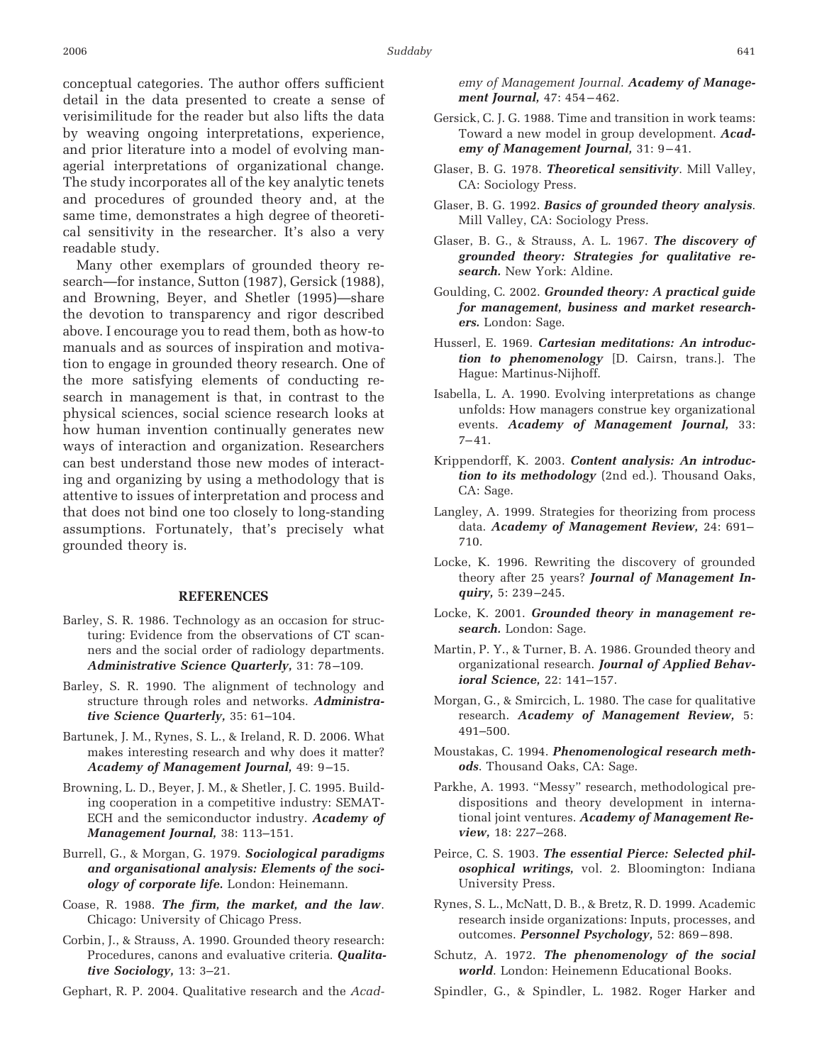conceptual categories. The author offers sufficient detail in the data presented to create a sense of verisimilitude for the reader but also lifts the data by weaving ongoing interpretations, experience, and prior literature into a model of evolving managerial interpretations of organizational change. The study incorporates all of the key analytic tenets and procedures of grounded theory and, at the same time, demonstrates a high degree of theoretical sensitivity in the researcher. It's also a very readable study.

Many other exemplars of grounded theory research—for instance, Sutton (1987), Gersick (1988), and Browning, Beyer, and Shetler (1995)—share the devotion to transparency and rigor described above. I encourage you to read them, both as how-to manuals and as sources of inspiration and motivation to engage in grounded theory research. One of the more satisfying elements of conducting research in management is that, in contrast to the physical sciences, social science research looks at how human invention continually generates new ways of interaction and organization. Researchers can best understand those new modes of interacting and organizing by using a methodology that is attentive to issues of interpretation and process and that does not bind one too closely to long-standing assumptions. Fortunately, that's precisely what grounded theory is.

## REFERENCES

Barley, S. R. 1986. Technology as an occasion for structuring: Evidence from the observations of CT scanners and the social order of radiology departments. ***Administrative Science Quarterly,*** 31: 78–109.

Barley, S. R. 1990. The alignment of technology and structure through roles and networks. ***Administrative Science Quarterly,*** 35: 61–104.

Bartunek, J. M., Rynes, S. L., & Ireland, R. D. 2006. What makes interesting research and why does it matter? ***Academy of Management Journal,*** 49: 9–15.

Browning, L. D., Beyer, J. M., & Shetler, J. C. 1995. Building cooperation in a competitive industry: SEMATECH and the semiconductor industry. ***Academy of Management Journal,*** 38: 113–151.

Burrell, G., & Morgan, G. 1979. ***Sociological paradigms and organisational analysis: Elements of the sociology of corporate life.*** London: Heinemann.

Coase, R. 1988. ***The firm, the market, and the law***. Chicago: University of Chicago Press.

Corbin, J., & Strauss, A. 1990. Grounded theory research: Procedures, canons and evaluative criteria. ***Qualitative Sociology,*** 13: 3–21.

Gephart, R. P. 2004. Qualitative research and the *Academy of Management Journal*. ***Academy of Management Journal,*** 47: 454–462.

Gersick, C. J. G. 1988. Time and transition in work teams: Toward a new model in group development. ***Academy of Management Journal,*** 31: 9–41.

Glaser, B. G. 1978. ***Theoretical sensitivity***. Mill Valley, CA: Sociology Press.

Glaser, B. G. 1992. ***Basics of grounded theory analysis***. Mill Valley, CA: Sociology Press.

Glaser, B. G., & Strauss, A. L. 1967. ***The discovery of grounded theory: Strategies for qualitative research.*** New York: Aldine.

Goulding, C. 2002. ***Grounded theory: A practical guide for management, business and market researchers.*** London: Sage.

Husserl, E. 1969. ***Cartesian meditations: An introduction to phenomenology*** [D. Cairsn, trans.]. The Hague: Martinus-Nijhoff.

Isabella, L. A. 1990. Evolving interpretations as change unfolds: How managers construe key organizational events. ***Academy of Management Journal,*** 33: 7–41.

Krippendorff, K. 2003. ***Content analysis: An introduction to its methodology*** (2nd ed.). Thousand Oaks, CA: Sage.

Langley, A. 1999. Strategies for theorizing from process data. ***Academy of Management Review,*** 24: 691–710.

Locke, K. 1996. Rewriting the discovery of grounded theory after 25 years? ***Journal of Management Inquiry,*** 5: 239–245.

Locke, K. 2001. ***Grounded theory in management research.*** London: Sage.

Martin, P. Y., & Turner, B. A. 1986. Grounded theory and organizational research. ***Journal of Applied Behavioral Science,*** 22: 141–157.

Morgan, G., & Smircich, L. 1980. The case for qualitative research. ***Academy of Management Review,*** 5: 491–500.

Moustakas, C. 1994. ***Phenomenological research methods***. Thousand Oaks, CA: Sage.

Parkhe, A. 1993. "Messy" research, methodological predispositions and theory development in international joint ventures. ***Academy of Management Review,*** 18: 227–268.

Peirce, C. S. 1903. ***The essential Pierce: Selected philosophical writings,*** vol. 2. Bloomington: Indiana University Press.

Rynes, S. L., McNatt, D. B., & Bretz, R. D. 1999. Academic research inside organizations: Inputs, processes, and outcomes. ***Personnel Psychology,*** 52: 869–898.

Schutz, A. 1972. ***The phenomenology of the social world***. London: Heinemenn Educational Books.

Spindler, G., & Spindler, L. 1982. Roger Harker and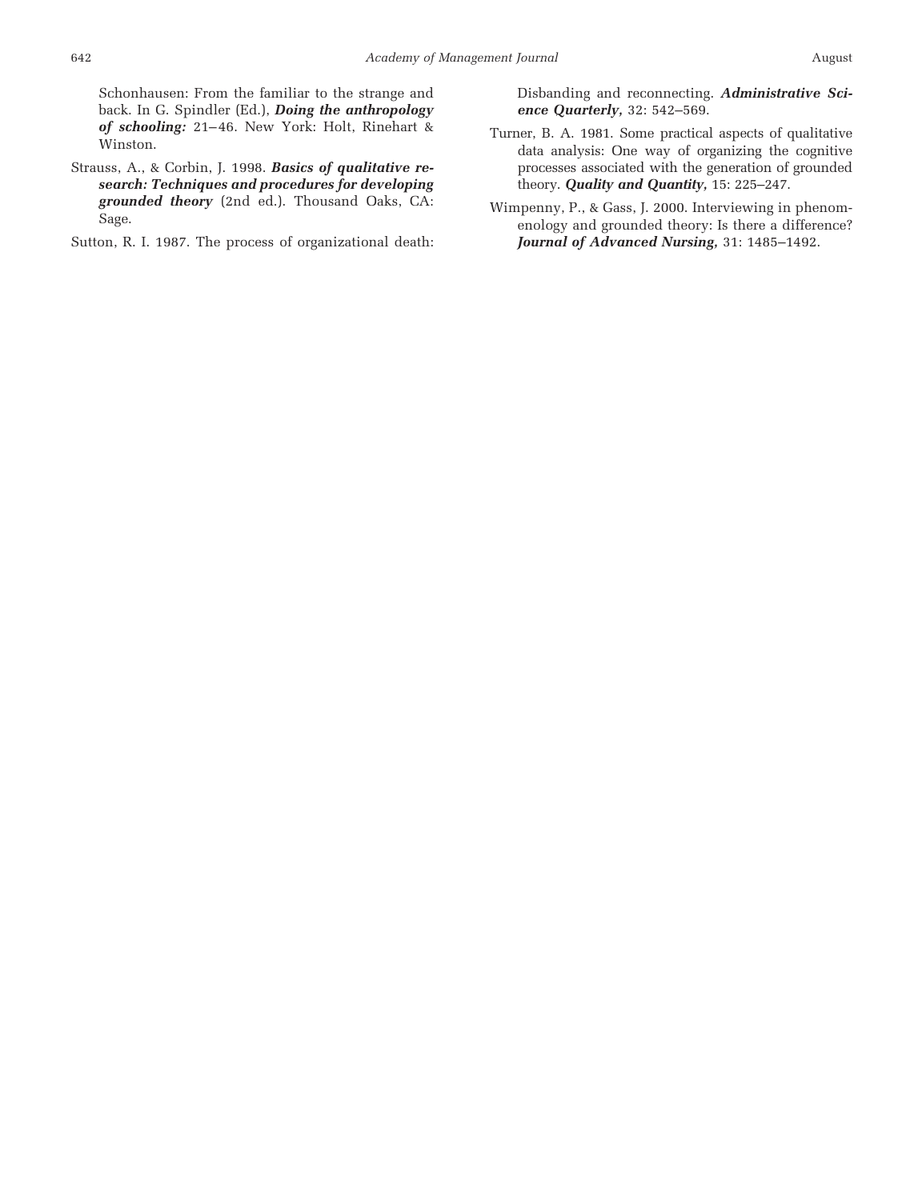Schonhausen: From the familiar to the strange and back. In G. Spindler (Ed.), ***Doing the anthropology of schooling:*** 21–46. New York: Holt, Rinehart & Winston.

Strauss, A., & Corbin, J. 1998. ***Basics of qualitative research: Techniques and procedures for developing grounded theory*** (2nd ed.). Thousand Oaks, CA: Sage.

Sutton, R. I. 1987. The process of organizational death: Disbanding and reconnecting. ***Administrative Science Quarterly,*** 32: 542–569.

Turner, B. A. 1981. Some practical aspects of qualitative data analysis: One way of organizing the cognitive processes associated with the generation of grounded theory. ***Quality and Quantity,*** 15: 225–247.

Wimpenny, P., & Gass, J. 2000. Interviewing in phenomenology and grounded theory: Is there a difference? ***Journal of Advanced Nursing,*** 31: 1485–1492.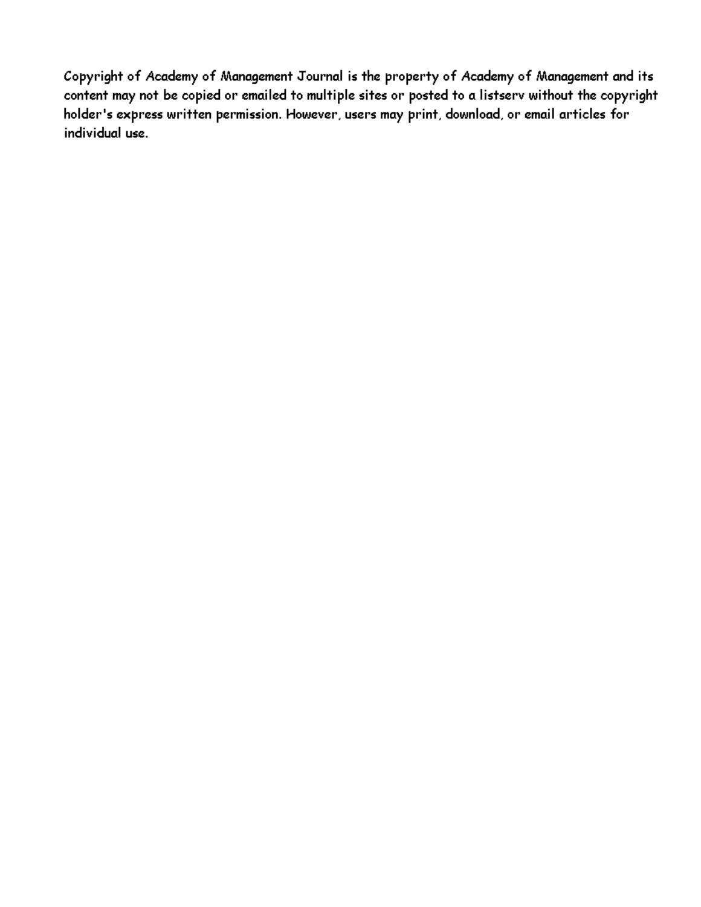Copyright of *Academy of Management Journal* is the property of *Academy of Management* and its content may not be copied or emailed to multiple sites or posted to a listserv without the copyright holder's express written permission. However, users may print, download, or email articles for individual use.